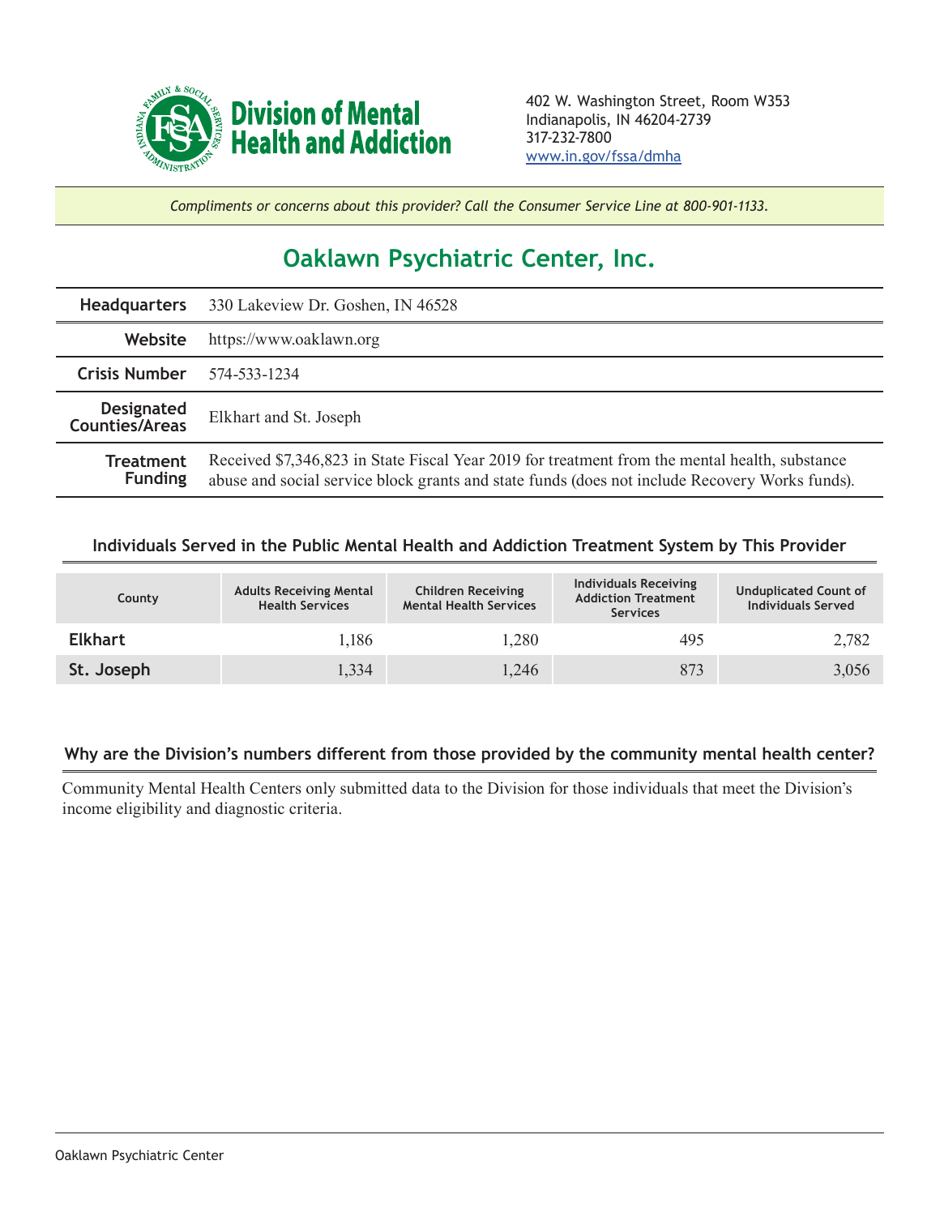**Division of Mental Health and Addiction**

402 W. Washington Street, Room W353
Indianapolis, IN 46204-2739
317-232-7800
www.in.gov/fssa/dmha

*Compliments or concerns about this provider? Call the Consumer Service Line at 800-901-1133.*

# Oaklawn Psychiatric Center, Inc.

| | |
|---|---|
| **Headquarters** | 330 Lakeview Dr. Goshen, IN 46528 |
| **Website** | https://www.oaklawn.org |
| **Crisis Number** | 574-533-1234 |
| **Designated Counties/Areas** | Elkhart and St. Joseph |
| **Treatment Funding** | Received $7,346,823 in State Fiscal Year 2019 for treatment from the mental health, substance abuse and social service block grants and state funds (does not include Recovery Works funds). |

### Individuals Served in the Public Mental Health and Addiction Treatment System by This Provider

| County | Adults Receiving Mental Health Services | Children Receiving Mental Health Services | Individuals Receiving Addiction Treatment Services | Unduplicated Count of Individuals Served |
|---|---|---|---|---|
| **Elkhart** | 1,186 | 1,280 | 495 | 2,782 |
| **St. Joseph** | 1,334 | 1,246 | 873 | 3,056 |

### Why are the Division's numbers different from those provided by the community mental health center?

Community Mental Health Centers only submitted data to the Division for those individuals that meet the Division's income eligibility and diagnostic criteria.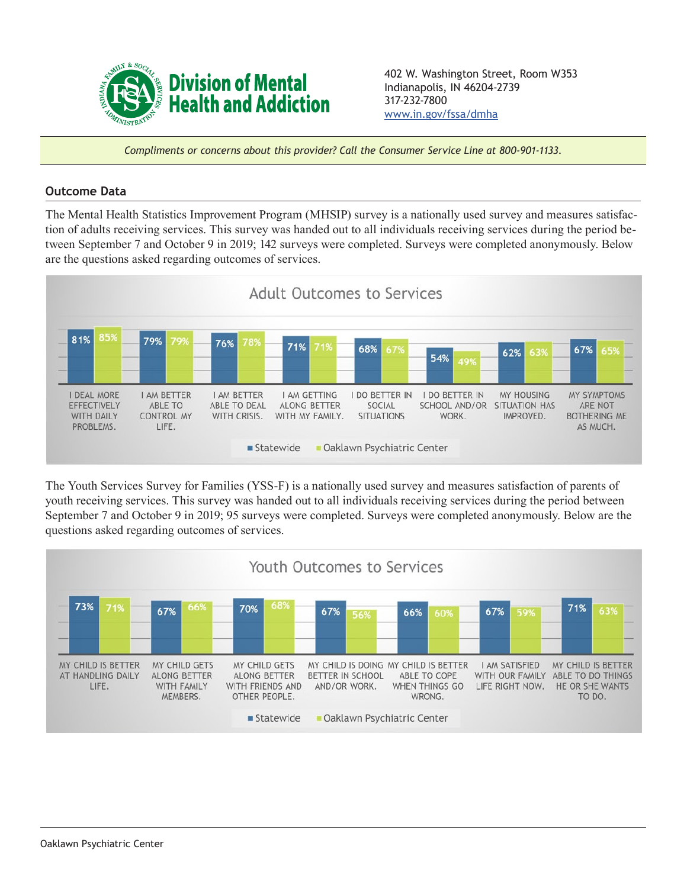Division of Mental Health and Addiction

402 W. Washington Street, Room W353
Indianapolis, IN 46204-2739
317-232-7800
www.in.gov/fssa/dmha

*Compliments or concerns about this provider? Call the Consumer Service Line at 800-901-1133.*

## Outcome Data

The Mental Health Statistics Improvement Program (MHSIP) survey is a nationally used survey and measures satisfaction of adults receiving services. This survey was handed out to all individuals receiving services during the period between September 7 and October 9 in 2019; 142 surveys were completed. Surveys were completed anonymously. Below are the questions asked regarding outcomes of services.

Adult Outcomes to Services

I DEAL MORE EFFECTIVELY WITH DAILY PROBLEMS. 81% 85%
I AM BETTER ABLE TO CONTROL MY LIFE. 79% 79%
I AM BETTER ABLE TO DEAL WITH CRISIS. 76% 78%
I AM GETTING ALONG BETTER WITH MY FAMILY. 71% 71%
I DO BETTER IN SOCIAL SITUATIONS 68% 67%
I DO BETTER IN SCHOOL AND/OR WORK. 54% 49%
MY HOUSING SITUATION HAS IMPROVED. 62% 63%
MY SYMPTOMS ARE NOT BOTHERING ME AS MUCH. 67% 65%

Statewide
Oaklawn Psychiatric Center

The Youth Services Survey for Families (YSS-F) is a nationally used survey and measures satisfaction of parents of youth receiving services. This survey was handed out to all individuals receiving services during the period between September 7 and October 9 in 2019; 95 surveys were completed. Surveys were completed anonymously. Below are the questions asked regarding outcomes of services.

Youth Outcomes to Services

MY CHILD IS BETTER AT HANDLING DAILY LIFE. 73% 71%
MY CHILD GETS ALONG BETTER WITH FAMILY MEMBERS. 67% 66%
MY CHILD GETS ALONG BETTER WITH FRIENDS AND OTHER PEOPLE. 70% 68%
MY CHILD IS DOING BETTER IN SCHOOL AND/OR WORK. 67% 56%
MY CHILD IS BETTER ABLE TO COPE WHEN THINGS GO WRONG. 66% 60%
I AM SATISFIED WITH OUR FAMILY LIFE RIGHT NOW. 67% 59%
MY CHILD IS BETTER ABLE TO DO THINGS HE OR SHE WANTS TO DO. 71% 63%

Statewide
Oaklawn Psychiatric Center